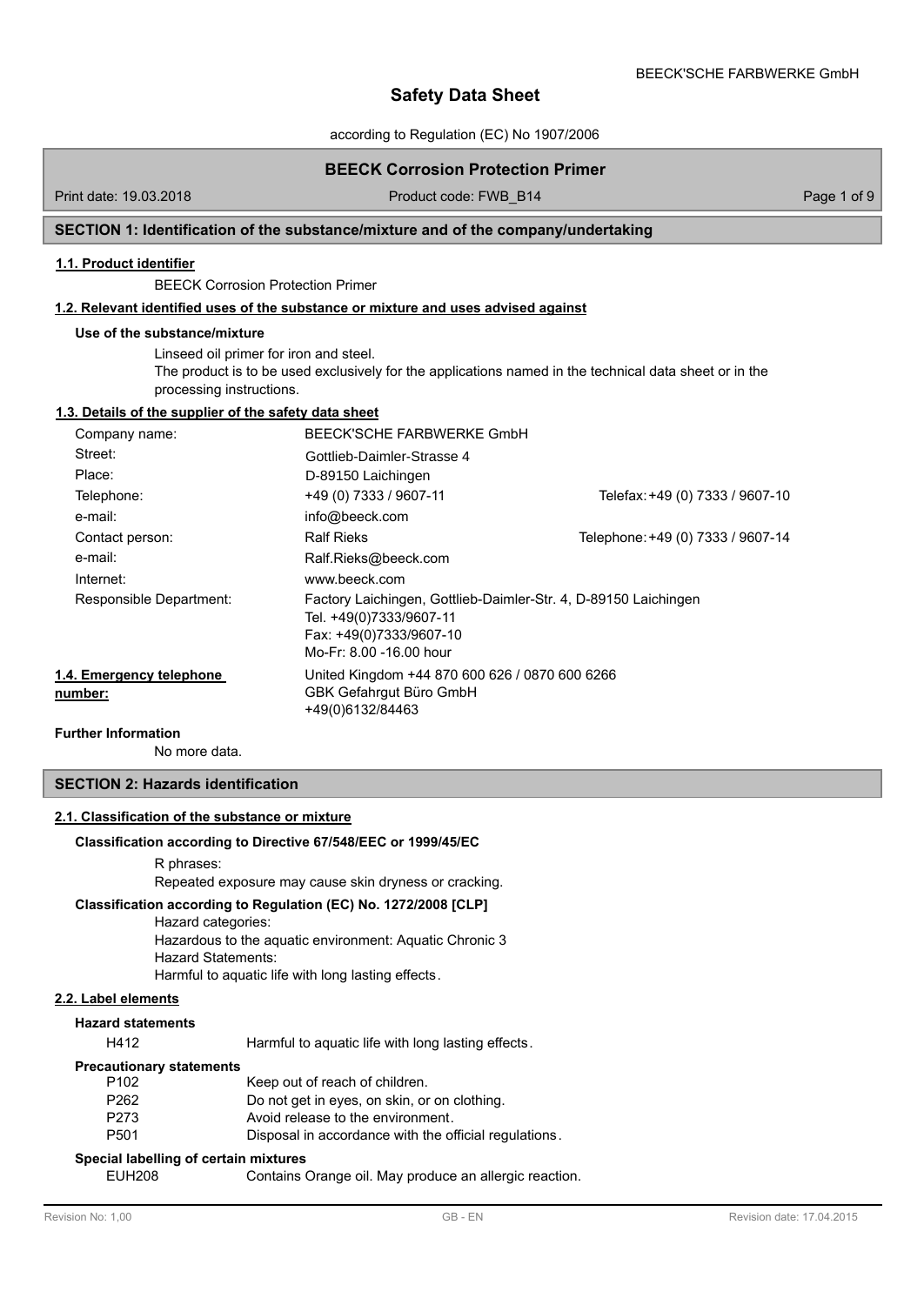# Safety Data Sheet

according to Regulation (EC) No 1907/2006

## BEECK Corrosion Protection Primer

Print date: 19.03.2018 | Product code: FWB_B14

## SECTION 1: Identification of the substance/mixture and of the company/undertaking

### 1.1. Product identifier

BEECK Corrosion Protection Primer

### 1.2. Relevant identified uses of the substance or mixture and uses advised against

**Use of the substance/mixture**

Linseed oil primer for iron and steel.
The product is to be used exclusively for the applications named in the technical data sheet or in the processing instructions.

### 1.3. Details of the supplier of the safety data sheet

| | | |
|---|---|---|
| Company name: | BEECK'SCHE FARBWERKE GmbH | |
| Street: | Gottlieb-Daimler-Strasse 4 | |
| Place: | D-89150 Laichingen | |
| Telephone: | +49 (0) 7333 / 9607-11 | Telefax: +49 (0) 7333 / 9607-10 |
| e-mail: | info@beeck.com | |
| Contact person: | Ralf Rieks | Telephone: +49 (0) 7333 / 9607-14 |
| e-mail: | Ralf.Rieks@beeck.com | |
| Internet: | www.beeck.com | |
| Responsible Department: | Factory Laichingen, Gottlieb-Daimler-Str. 4, D-89150 Laichingen<br>Tel. +49(0)7333/9607-11<br>Fax: +49(0)7333/9607-10<br>Mo-Fr: 8.00 -16.00 hour | |

### 1.4. Emergency telephone number:

United Kingdom +44 870 600 626 / 0870 600 6266
GBK Gefahrgut Büro GmbH
+49(0)6132/84463

**Further Information**

No more data.

## SECTION 2: Hazards identification

### 2.1. Classification of the substance or mixture

**Classification according to Directive 67/548/EEC or 1999/45/EC**

R phrases:
Repeated exposure may cause skin dryness or cracking.

**Classification according to Regulation (EC) No. 1272/2008 [CLP]**

Hazard categories:
Hazardous to the aquatic environment: Aquatic Chronic 3
Hazard Statements:
Harmful to aquatic life with long lasting effects.

### 2.2. Label elements

**Hazard statements**

| | |
|---|---|
| H412 | Harmful to aquatic life with long lasting effects. |

**Precautionary statements**

| | |
|---|---|
| P102 | Keep out of reach of children. |
| P262 | Do not get in eyes, on skin, or on clothing. |
| P273 | Avoid release to the environment. |
| P501 | Disposal in accordance with the official regulations. |

**Special labelling of certain mixtures**

| | |
|---|---|
| EUH208 | Contains Orange oil. May produce an allergic reaction. |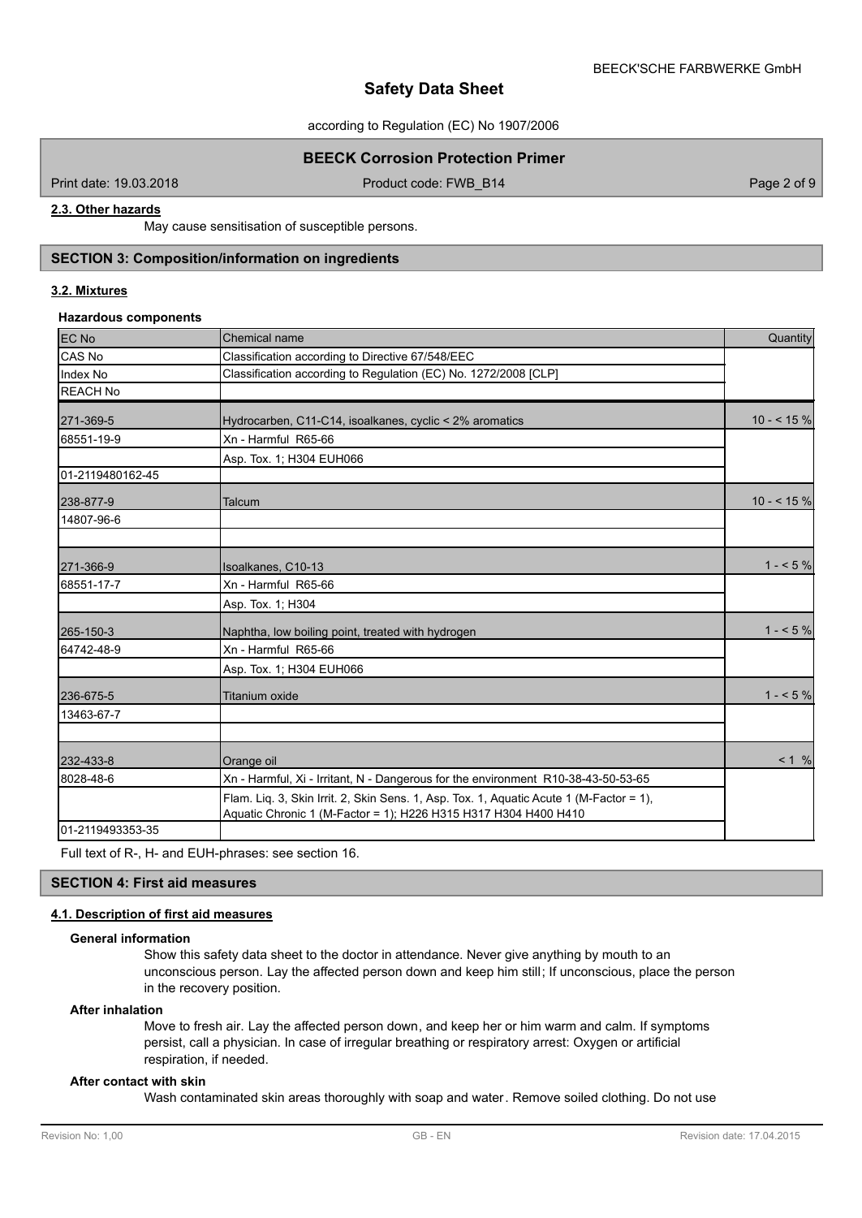#### 2.3. Other hazards

May cause sensitisation of susceptible persons.

## SECTION 3: Composition/information on ingredients

### 3.2. Mixtures

**Hazardous components**

| EC No<br>CAS No<br>Index No<br>REACH No | Chemical name<br>Classification according to Directive 67/548/EEC<br>Classification according to Regulation (EC) No. 1272/2008 [CLP] | Quantity |
|---|---|---|
| 271-369-5 | Hydrocarben, C11-C14, isoalkanes, cyclic < 2% aromatics | 10 - < 15 % |
| 68551-19-9 | Xn - Harmful R65-66 | |
| | Asp. Tox. 1; H304 EUH066 | |
| 01-2119480162-45 | | |
| 238-877-9 | Talcum | 10 - < 15 % |
| 14807-96-6 | | |
| | | |
| 271-366-9 | Isoalkanes, C10-13 | 1 - < 5 % |
| 68551-17-7 | Xn - Harmful R65-66 | |
| | Asp. Tox. 1; H304 | |
| 265-150-3 | Naphtha, low boiling point, treated with hydrogen | 1 - < 5 % |
| 64742-48-9 | Xn - Harmful R65-66 | |
| | Asp. Tox. 1; H304 EUH066 | |
| 236-675-5 | Titanium oxide | 1 - < 5 % |
| 13463-67-7 | | |
| | | |
| 232-433-8 | Orange oil | < 1 % |
| 8028-48-6 | Xn - Harmful, Xi - Irritant, N - Dangerous for the environment R10-38-43-50-53-65 | |
| | Flam. Liq. 3, Skin Irrit. 2, Skin Sens. 1, Asp. Tox. 1, Aquatic Acute 1 (M-Factor = 1), Aquatic Chronic 1 (M-Factor = 1); H226 H315 H317 H304 H400 H410 | |
| 01-2119493353-35 | | |

Full text of R-, H- and EUH-phrases: see section 16.

## SECTION 4: First aid measures

### 4.1. Description of first aid measures

**General information**

Show this safety data sheet to the doctor in attendance. Never give anything by mouth to an unconscious person. Lay the affected person down and keep him still; If unconscious, place the person in the recovery position.

**After inhalation**

Move to fresh air. Lay the affected person down, and keep her or him warm and calm. If symptoms persist, call a physician. In case of irregular breathing or respiratory arrest: Oxygen or artificial respiration, if needed.

**After contact with skin**

Wash contaminated skin areas thoroughly with soap and water. Remove soiled clothing. Do not use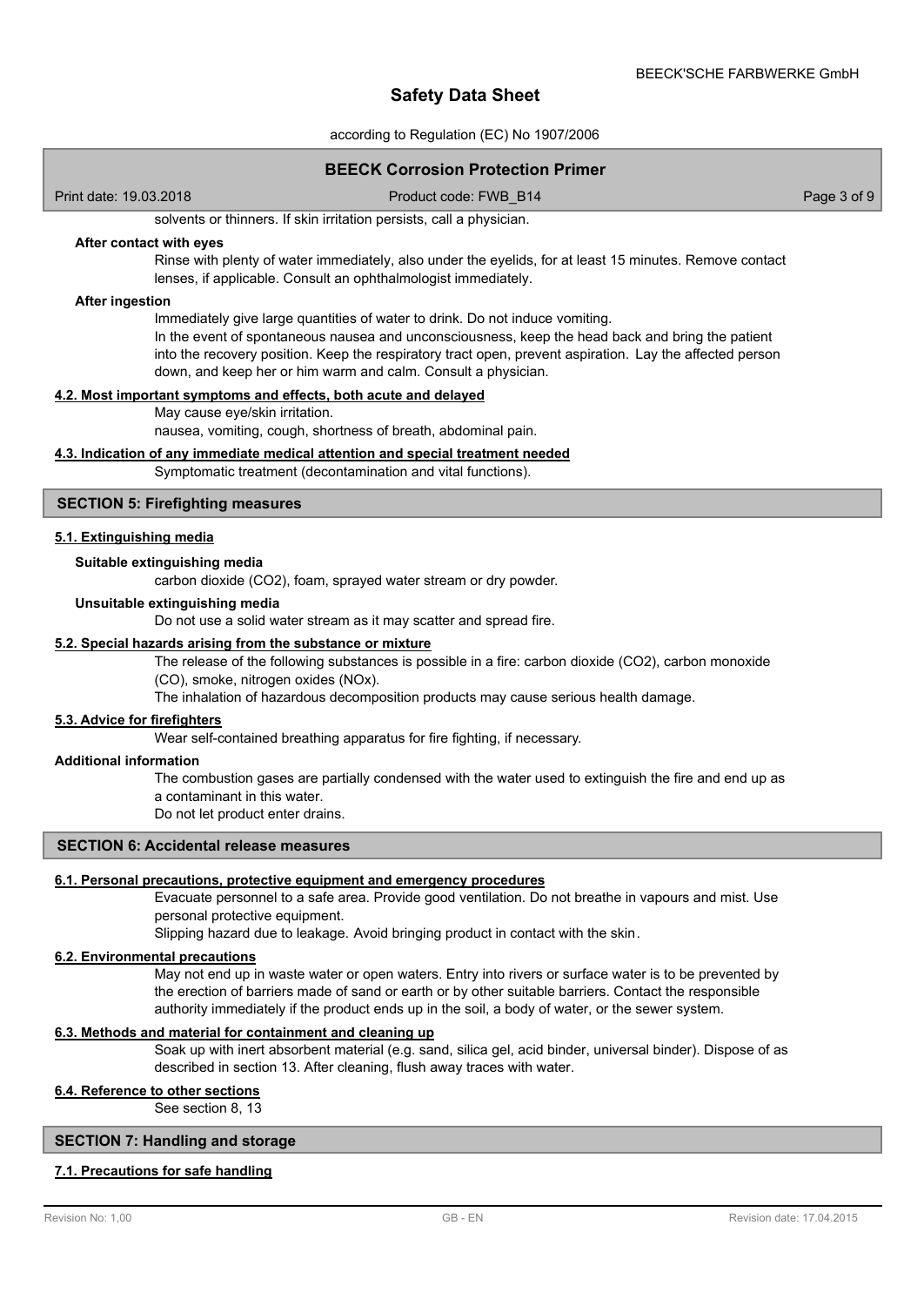solvents or thinners. If skin irritation persists, call a physician.

**After contact with eyes**

Rinse with plenty of water immediately, also under the eyelids, for at least 15 minutes. Remove contact lenses, if applicable. Consult an ophthalmologist immediately.

**After ingestion**

Immediately give large quantities of water to drink. Do not induce vomiting.
In the event of spontaneous nausea and unconsciousness, keep the head back and bring the patient into the recovery position. Keep the respiratory tract open, prevent aspiration. Lay the affected person down, and keep her or him warm and calm. Consult a physician.

### 4.2. Most important symptoms and effects, both acute and delayed

May cause eye/skin irritation.
nausea, vomiting, cough, shortness of breath, abdominal pain.

### 4.3. Indication of any immediate medical attention and special treatment needed

Symptomatic treatment (decontamination and vital functions).

## SECTION 5: Firefighting measures

### 5.1. Extinguishing media

**Suitable extinguishing media**

carbon dioxide ($CO_2$), foam, sprayed water stream or dry powder.

**Unsuitable extinguishing media**

Do not use a solid water stream as it may scatter and spread fire.

### 5.2. Special hazards arising from the substance or mixture

The release of the following substances is possible in a fire: carbon dioxide ($CO_2$), carbon monoxide (CO), smoke, nitrogen oxides ($NO_x$).
The inhalation of hazardous decomposition products may cause serious health damage.

### 5.3. Advice for firefighters

Wear self-contained breathing apparatus for fire fighting, if necessary.

**Additional information**

The combustion gases are partially condensed with the water used to extinguish the fire and end up as a contaminant in this water.
Do not let product enter drains.

## SECTION 6: Accidental release measures

### 6.1. Personal precautions, protective equipment and emergency procedures

Evacuate personnel to a safe area. Provide good ventilation. Do not breathe in vapours and mist. Use personal protective equipment.
Slipping hazard due to leakage. Avoid bringing product in contact with the skin.

### 6.2. Environmental precautions

May not end up in waste water or open waters. Entry into rivers or surface water is to be prevented by the erection of barriers made of sand or earth or by other suitable barriers. Contact the responsible authority immediately if the product ends up in the soil, a body of water, or the sewer system.

### 6.3. Methods and material for containment and cleaning up

Soak up with inert absorbent material (e.g. sand, silica gel, acid binder, universal binder). Dispose of as described in section 13. After cleaning, flush away traces with water.

### 6.4. Reference to other sections

See section 8, 13

## SECTION 7: Handling and storage

### 7.1. Precautions for safe handling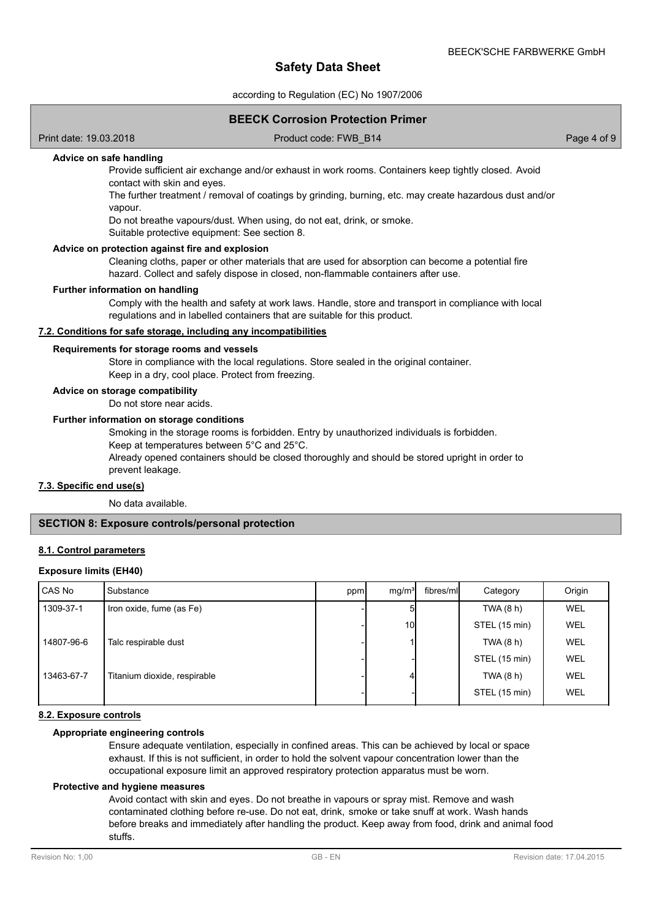#### Advice on safe handling

Provide sufficient air exchange and/or exhaust in work rooms. Containers keep tightly closed. Avoid contact with skin and eyes.

The further treatment / removal of coatings by grinding, burning, etc. may create hazardous dust and/or vapour.

Do not breathe vapours/dust. When using, do not eat, drink, or smoke.

Suitable protective equipment: See section 8.

#### Advice on protection against fire and explosion

Cleaning cloths, paper or other materials that are used for absorption can become a potential fire hazard. Collect and safely dispose in closed, non-flammable containers after use.

#### Further information on handling

Comply with the health and safety at work laws. Handle, store and transport in compliance with local regulations and in labelled containers that are suitable for this product.

### 7.2. Conditions for safe storage, including any incompatibilities

#### Requirements for storage rooms and vessels

Store in compliance with the local regulations. Store sealed in the original container.

Keep in a dry, cool place. Protect from freezing.

#### Advice on storage compatibility

Do not store near acids.

#### Further information on storage conditions

Smoking in the storage rooms is forbidden. Entry by unauthorized individuals is forbidden.

Keep at temperatures between 5°C and 25°C.

Already opened containers should be closed thoroughly and should be stored upright in order to prevent leakage.

### 7.3. Specific end use(s)

No data available.

## SECTION 8: Exposure controls/personal protection

### 8.1. Control parameters

#### Exposure limits (EH40)

| CAS No | Substance | ppm | mg/m³ | fibres/ml | Category | Origin |
|---|---|---|---|---|---|---|
| 1309-37-1 | Iron oxide, fume (as Fe) | - | 5 | | TWA (8 h) | WEL |
| | | - | 10 | | STEL (15 min) | WEL |
| 14807-96-6 | Talc respirable dust | - | 1 | | TWA (8 h) | WEL |
| | | - | - | | STEL (15 min) | WEL |
| 13463-67-7 | Titanium dioxide, respirable | - | 4 | | TWA (8 h) | WEL |
| | | - | - | | STEL (15 min) | WEL |

### 8.2. Exposure controls

#### Appropriate engineering controls

Ensure adequate ventilation, especially in confined areas. This can be achieved by local or space exhaust. If this is not sufficient, in order to hold the solvent vapour concentration lower than the occupational exposure limit an approved respiratory protection apparatus must be worn.

#### Protective and hygiene measures

Avoid contact with skin and eyes. Do not breathe in vapours or spray mist. Remove and wash contaminated clothing before re-use. Do not eat, drink, smoke or take snuff at work. Wash hands before breaks and immediately after handling the product. Keep away from food, drink and animal food stuffs.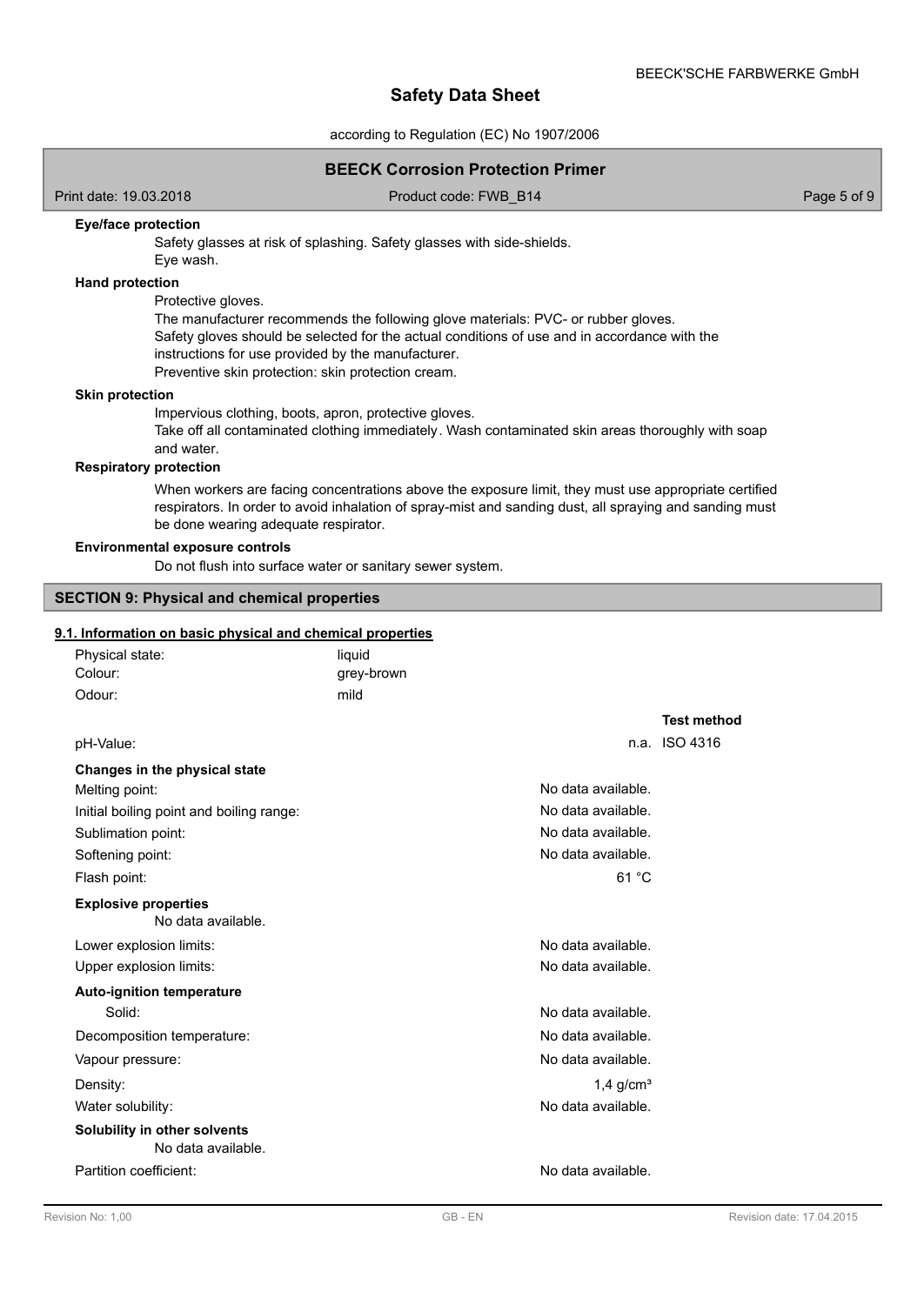**Eye/face protection**

Safety glasses at risk of splashing. Safety glasses with side-shields.
Eye wash.

**Hand protection**

Protective gloves.
The manufacturer recommends the following glove materials: PVC- or rubber gloves.
Safety gloves should be selected for the actual conditions of use and in accordance with the instructions for use provided by the manufacturer.
Preventive skin protection: skin protection cream.

**Skin protection**

Impervious clothing, boots, apron, protective gloves.
Take off all contaminated clothing immediately. Wash contaminated skin areas thoroughly with soap and water.

**Respiratory protection**

When workers are facing concentrations above the exposure limit, they must use appropriate certified respirators. In order to avoid inhalation of spray-mist and sanding dust, all spraying and sanding must be done wearing adequate respirator.

**Environmental exposure controls**

Do not flush into surface water or sanitary sewer system.

## SECTION 9: Physical and chemical properties

### 9.1. Information on basic physical and chemical properties

| | |
|---|---|
| Physical state: | liquid |
| Colour: | grey-brown |
| Odour: | mild |

| | | Test method |
|---|---|---|
| pH-Value: | n.a. | ISO 4316 |
| **Changes in the physical state** | | |
| Melting point: | No data available. | |
| Initial boiling point and boiling range: | No data available. | |
| Sublimation point: | No data available. | |
| Softening point: | No data available. | |
| Flash point: | 61 °C | |
| **Explosive properties** | | |
| No data available. | | |
| Lower explosion limits: | No data available. | |
| Upper explosion limits: | No data available. | |
| **Auto-ignition temperature** | | |
| Solid: | No data available. | |
| Decomposition temperature: | No data available. | |
| Vapour pressure: | No data available. | |
| Density: | 1,4 g/cm³ | |
| Water solubility: | No data available. | |
| **Solubility in other solvents** | | |
| No data available. | | |
| Partition coefficient: | No data available. | |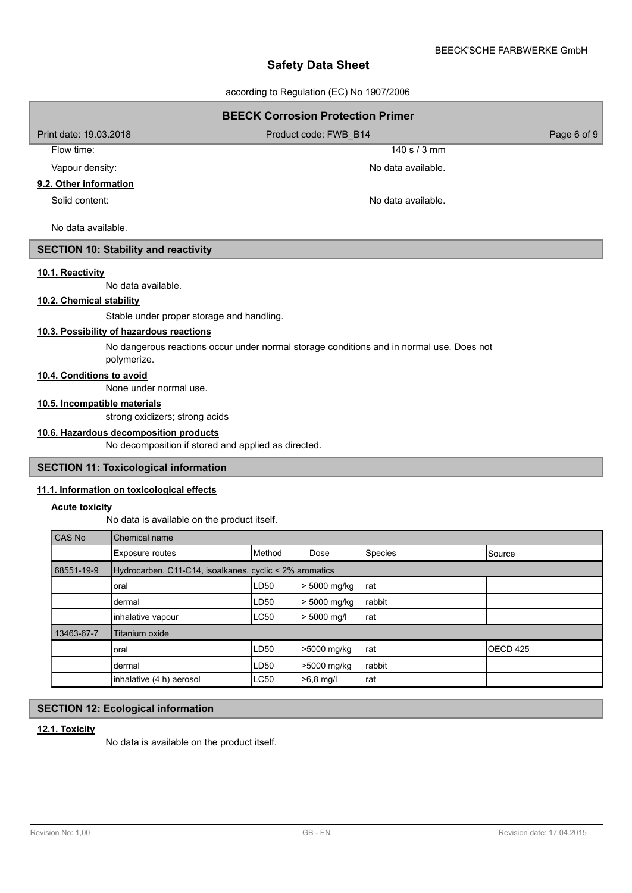Flow time: 140 s / 3 mm

Vapour density: No data available.

### 9.2. Other information

Solid content: No data available.

No data available.

## SECTION 10: Stability and reactivity

### 10.1. Reactivity

No data available.

### 10.2. Chemical stability

Stable under proper storage and handling.

### 10.3. Possibility of hazardous reactions

No dangerous reactions occur under normal storage conditions and in normal use. Does not polymerize.

### 10.4. Conditions to avoid

None under normal use.

### 10.5. Incompatible materials

strong oxidizers; strong acids

### 10.6. Hazardous decomposition products

No decomposition if stored and applied as directed.

## SECTION 11: Toxicological information

### 11.1. Information on toxicological effects

**Acute toxicity**

No data is available on the product itself.

| CAS No | Chemical name | | | | |
|---|---|---|---|---|---|
| | Exposure routes | Method | Dose | Species | Source |
| 68551-19-9 | Hydrocarben, C11-C14, isoalkanes, cyclic < 2% aromatics | | | | |
| | oral | LD50 | > 5000 mg/kg | rat | |
| | dermal | LD50 | > 5000 mg/kg | rabbit | |
| | inhalative vapour | LC50 | > 5000 mg/l | rat | |
| 13463-67-7 | Titanium oxide | | | | |
| | oral | LD50 | >5000 mg/kg | rat | OECD 425 |
| | dermal | LD50 | >5000 mg/kg | rabbit | |
| | inhalative (4 h) aerosol | LC50 | >6,8 mg/l | rat | |

## SECTION 12: Ecological information

### 12.1. Toxicity

No data is available on the product itself.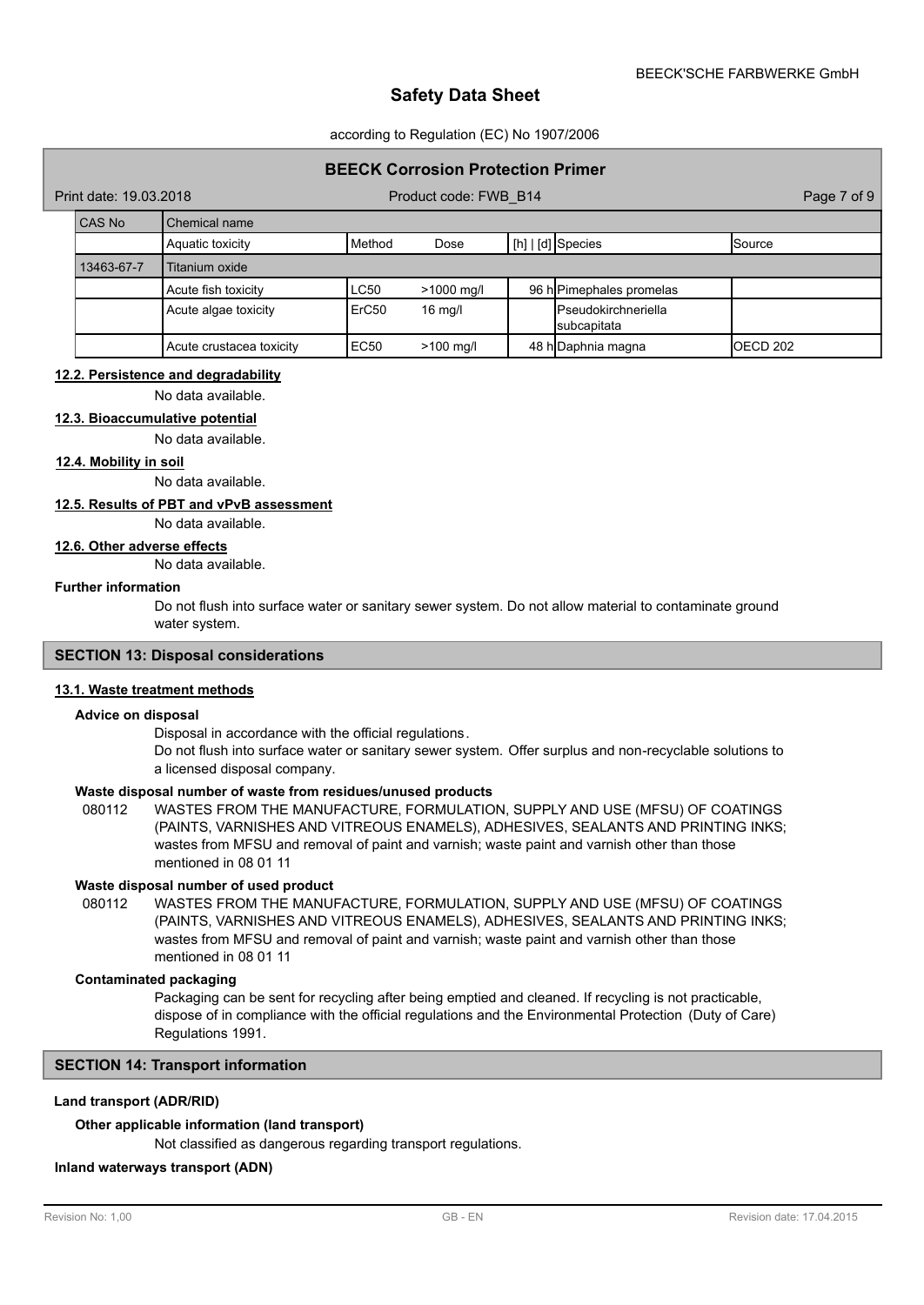| CAS No | Chemical name | | | | | |
|---|---|---|---|---|---|---|
| | Aquatic toxicity | Method | Dose | [h] \| [d] | Species | Source |
| 13463-67-7 | Titanium oxide | | | | | |
| | Acute fish toxicity | LC50 | >1000 mg/l | 96 h | Pimephales promelas | |
| | Acute algae toxicity | ErC50 | 16 mg/l | | Pseudokirchneriella subcapitata | |
| | Acute crustacea toxicity | EC50 | >100 mg/l | 48 h | Daphnia magna | OECD 202 |

### 12.2. Persistence and degradability

No data available.

### 12.3. Bioaccumulative potential

No data available.

### 12.4. Mobility in soil

No data available.

### 12.5. Results of PBT and vPvB assessment

No data available.

### 12.6. Other adverse effects

No data available.

**Further information**

Do not flush into surface water or sanitary sewer system. Do not allow material to contaminate ground water system.

## SECTION 13: Disposal considerations

### 13.1. Waste treatment methods

**Advice on disposal**

Disposal in accordance with the official regulations.
Do not flush into surface water or sanitary sewer system. Offer surplus and non-recyclable solutions to a licensed disposal company.

**Waste disposal number of waste from residues/unused products**

080112 WASTES FROM THE MANUFACTURE, FORMULATION, SUPPLY AND USE (MFSU) OF COATINGS (PAINTS, VARNISHES AND VITREOUS ENAMELS), ADHESIVES, SEALANTS AND PRINTING INKS; wastes from MFSU and removal of paint and varnish; waste paint and varnish other than those mentioned in 08 01 11

**Waste disposal number of used product**

080112 WASTES FROM THE MANUFACTURE, FORMULATION, SUPPLY AND USE (MFSU) OF COATINGS (PAINTS, VARNISHES AND VITREOUS ENAMELS), ADHESIVES, SEALANTS AND PRINTING INKS; wastes from MFSU and removal of paint and varnish; waste paint and varnish other than those mentioned in 08 01 11

**Contaminated packaging**

Packaging can be sent for recycling after being emptied and cleaned. If recycling is not practicable, dispose of in compliance with the official regulations and the Environmental Protection (Duty of Care) Regulations 1991.

## SECTION 14: Transport information

**Land transport (ADR/RID)**

**Other applicable information (land transport)**

Not classified as dangerous regarding transport regulations.

**Inland waterways transport (ADN)**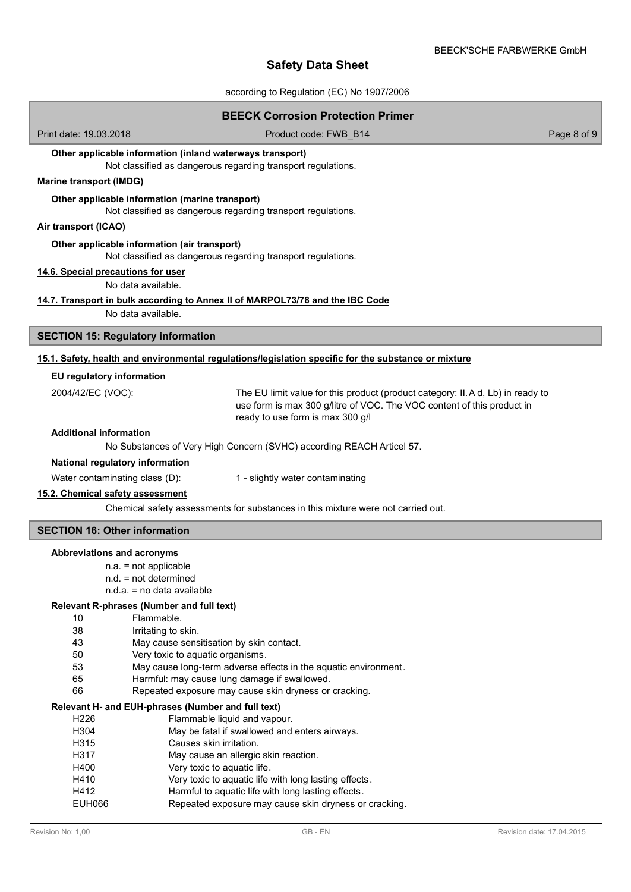**Other applicable information (inland waterways transport)**

Not classified as dangerous regarding transport regulations.

**Marine transport (IMDG)**

**Other applicable information (marine transport)**

Not classified as dangerous regarding transport regulations.

**Air transport (ICAO)**

**Other applicable information (air transport)**

Not classified as dangerous regarding transport regulations.

**14.6. Special precautions for user**

No data available.

**14.7. Transport in bulk according to Annex II of MARPOL73/78 and the IBC Code**

No data available.

## SECTION 15: Regulatory information

**15.1. Safety, health and environmental regulations/legislation specific for the substance or mixture**

**EU regulatory information**

2004/42/EC (VOC): The EU limit value for this product (product category: II. A d, Lb) in ready to use form is max 300 g/litre of VOC. The VOC content of this product in ready to use form is max 300 g/l

**Additional information**

No Substances of Very High Concern (SVHC) according REACH Articel 57.

**National regulatory information**

Water contaminating class (D): 1 - slightly water contaminating

**15.2. Chemical safety assessment**

Chemical safety assessments for substances in this mixture were not carried out.

## SECTION 16: Other information

**Abbreviations and acronyms**

n.a. = not applicable
n.d. = not determined
n.d.a. = no data available

**Relevant R-phrases (Number and full text)**

| | |
|---|---|
| 10 | Flammable. |
| 38 | Irritating to skin. |
| 43 | May cause sensitisation by skin contact. |
| 50 | Very toxic to aquatic organisms. |
| 53 | May cause long-term adverse effects in the aquatic environment. |
| 65 | Harmful: may cause lung damage if swallowed. |
| 66 | Repeated exposure may cause skin dryness or cracking. |

**Relevant H- and EUH-phrases (Number and full text)**

| | |
|---|---|
| H226 | Flammable liquid and vapour. |
| H304 | May be fatal if swallowed and enters airways. |
| H315 | Causes skin irritation. |
| H317 | May cause an allergic skin reaction. |
| H400 | Very toxic to aquatic life. |
| H410 | Very toxic to aquatic life with long lasting effects. |
| H412 | Harmful to aquatic life with long lasting effects. |
| EUH066 | Repeated exposure may cause skin dryness or cracking. |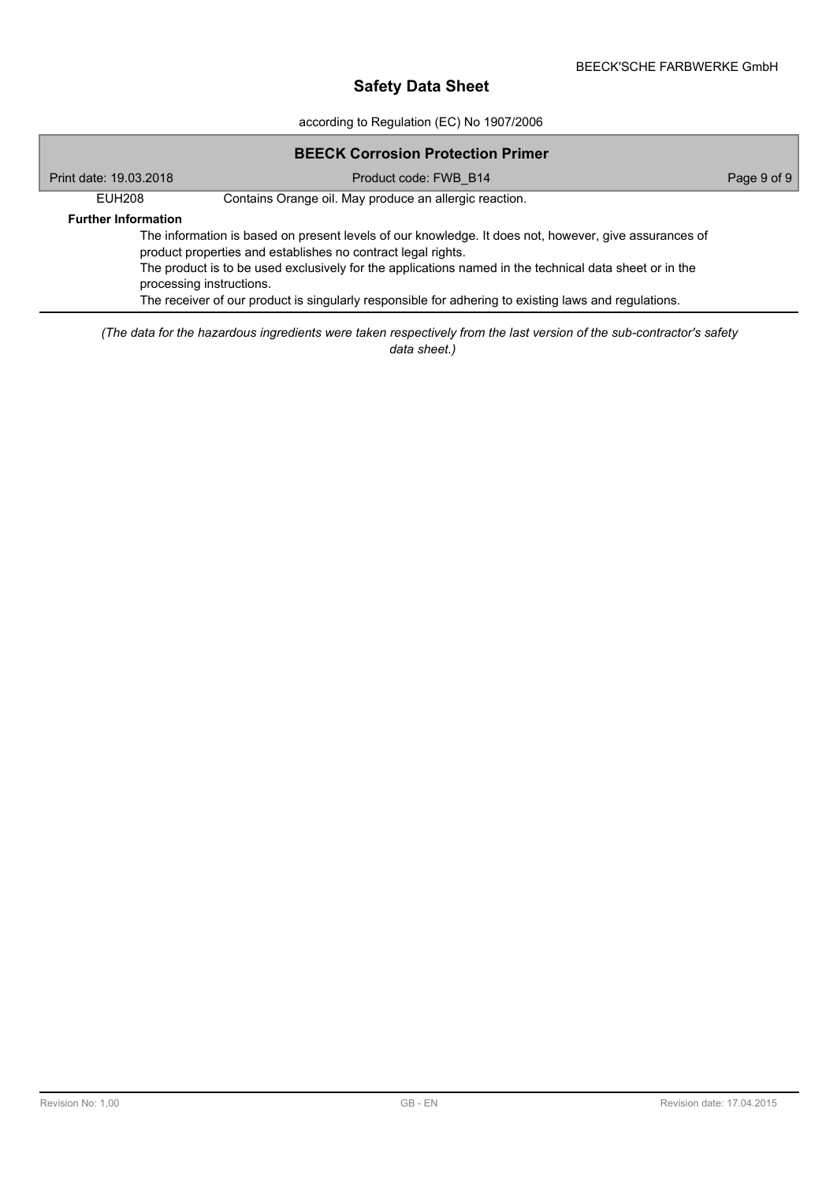| | |
|---|---|
| EUH208 | Contains Orange oil. May produce an allergic reaction. |

**Further Information**

The information is based on present levels of our knowledge. It does not, however, give assurances of product properties and establishes no contract legal rights.
The product is to be used exclusively for the applications named in the technical data sheet or in the processing instructions.
The receiver of our product is singularly responsible for adhering to existing laws and regulations.

*(The data for the hazardous ingredients were taken respectively from the last version of the sub-contractor's safety data sheet.)*